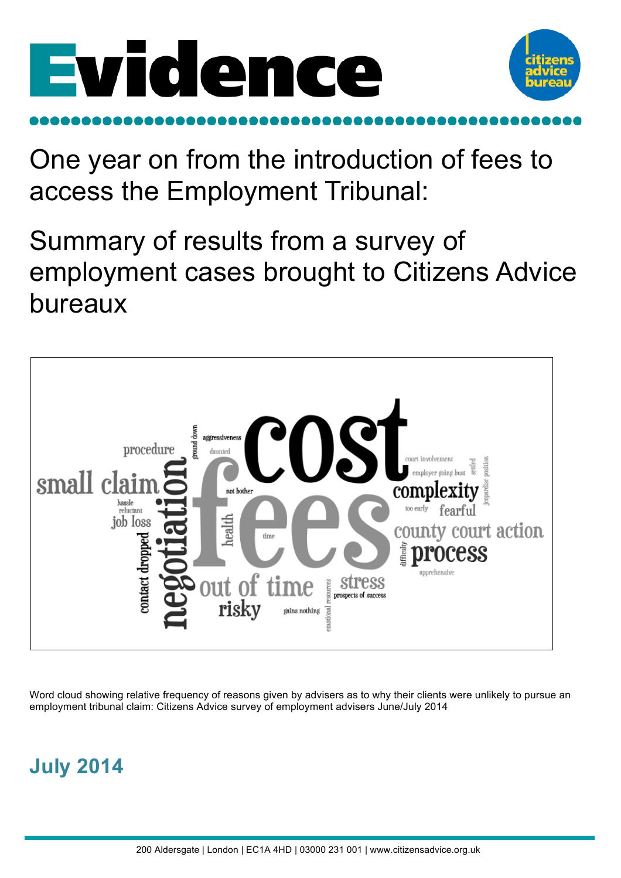# Evidence

One year on from the introduction of fees to access the Employment Tribunal:

Summary of results from a survey of employment cases brought to Citizens Advice bureaux

Word cloud showing relative frequency of reasons given by advisers as to why their clients were unlikely to pursue an employment tribunal claim: Citizens Advice survey of employment advisers June/July 2014

**July 2014**

200 Aldersgate | London | EC1A 4HD | 03000 231 001 | www.citizensadvice.org.uk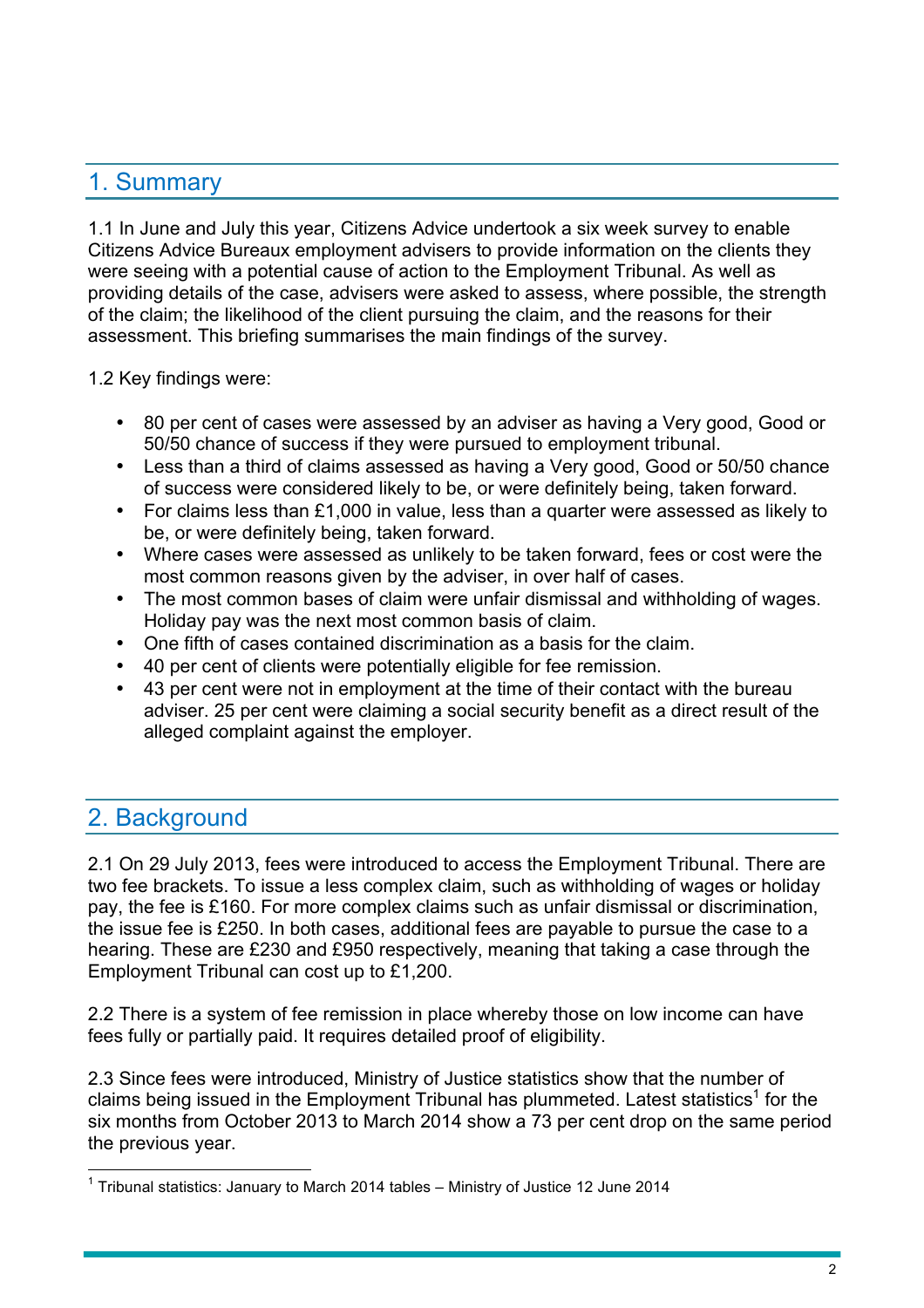## 1. Summary

1.1 In June and July this year, Citizens Advice undertook a six week survey to enable Citizens Advice Bureaux employment advisers to provide information on the clients they were seeing with a potential cause of action to the Employment Tribunal. As well as providing details of the case, advisers were asked to assess, where possible, the strength of the claim; the likelihood of the client pursuing the claim, and the reasons for their assessment. This briefing summarises the main findings of the survey.

1.2 Key findings were:

- 80 per cent of cases were assessed by an adviser as having a Very good, Good or 50/50 chance of success if they were pursued to employment tribunal.
- Less than a third of claims assessed as having a Very good, Good or 50/50 chance of success were considered likely to be, or were definitely being, taken forward.
- For claims less than £1,000 in value, less than a quarter were assessed as likely to be, or were definitely being, taken forward.
- Where cases were assessed as unlikely to be taken forward, fees or cost were the most common reasons given by the adviser, in over half of cases.
- The most common bases of claim were unfair dismissal and withholding of wages. Holiday pay was the next most common basis of claim.
- One fifth of cases contained discrimination as a basis for the claim.
- 40 per cent of clients were potentially eligible for fee remission.
- 43 per cent were not in employment at the time of their contact with the bureau adviser. 25 per cent were claiming a social security benefit as a direct result of the alleged complaint against the employer.

## 2. Background

2.1 On 29 July 2013, fees were introduced to access the Employment Tribunal. There are two fee brackets. To issue a less complex claim, such as withholding of wages or holiday pay, the fee is £160. For more complex claims such as unfair dismissal or discrimination, the issue fee is £250. In both cases, additional fees are payable to pursue the case to a hearing. These are £230 and £950 respectively, meaning that taking a case through the Employment Tribunal can cost up to £1,200.

2.2 There is a system of fee remission in place whereby those on low income can have fees fully or partially paid. It requires detailed proof of eligibility.

2.3 Since fees were introduced, Ministry of Justice statistics show that the number of claims being issued in the Employment Tribunal has plummeted. Latest statistics[1] for the six months from October 2013 to March 2014 show a 73 per cent drop on the same period the previous year.

[1] Tribunal statistics: January to March 2014 tables – Ministry of Justice 12 June 2014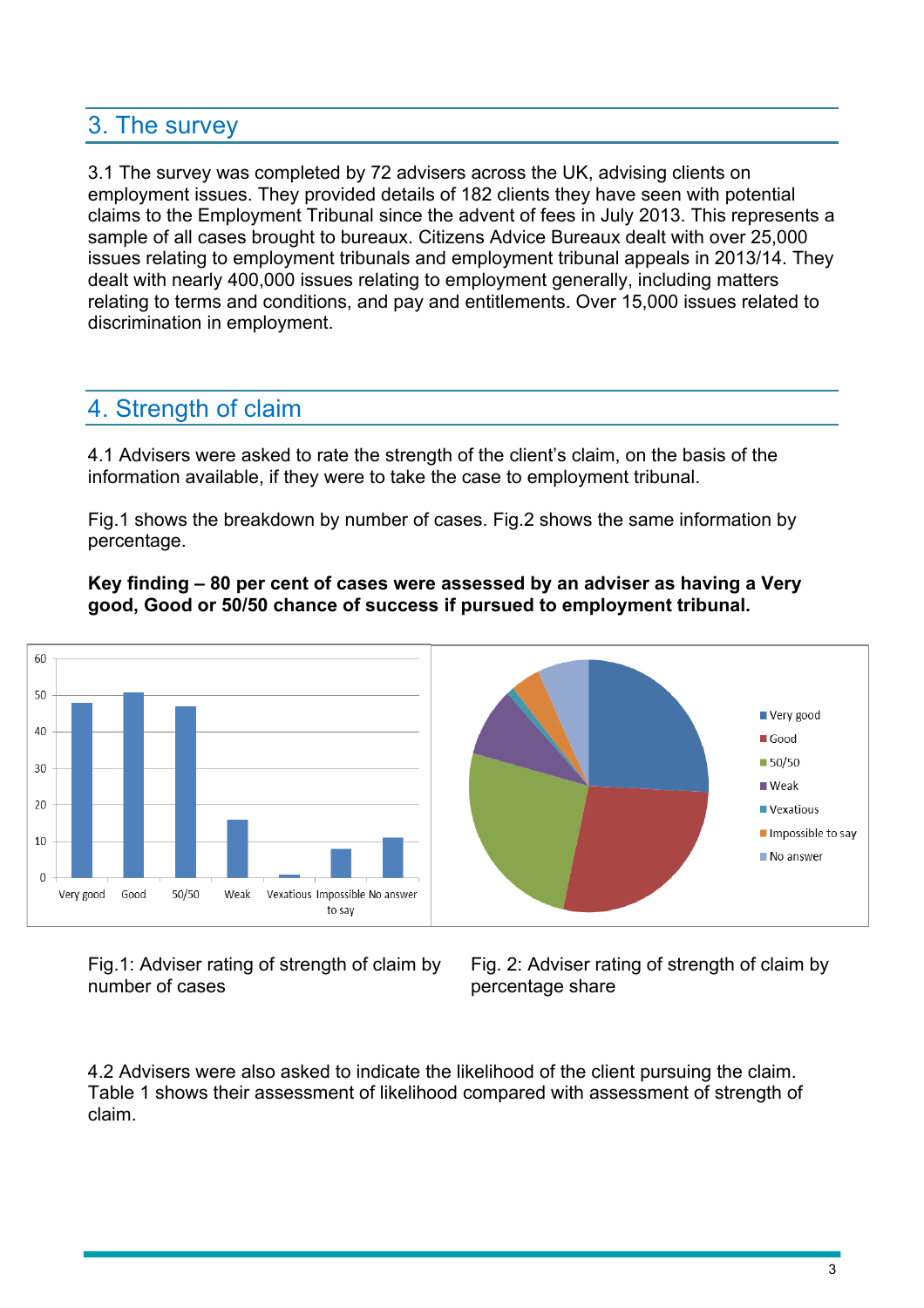## 3. The survey

3.1 The survey was completed by 72 advisers across the UK, advising clients on employment issues. They provided details of 182 clients they have seen with potential claims to the Employment Tribunal since the advent of fees in July 2013. This represents a sample of all cases brought to bureaux. Citizens Advice Bureaux dealt with over 25,000 issues relating to employment tribunals and employment tribunal appeals in 2013/14. They dealt with nearly 400,000 issues relating to employment generally, including matters relating to terms and conditions, and pay and entitlements. Over 15,000 issues related to discrimination in employment.

## 4. Strength of claim

4.1 Advisers were asked to rate the strength of the client's claim, on the basis of the information available, if they were to take the case to employment tribunal.

Fig.1 shows the breakdown by number of cases. Fig.2 shows the same information by percentage.

**Key finding – 80 per cent of cases were assessed by an adviser as having a Very good, Good or 50/50 chance of success if pursued to employment tribunal.**

Fig.1: Adviser rating of strength of claim by number of cases

Fig. 2: Adviser rating of strength of claim by percentage share

4.2 Advisers were also asked to indicate the likelihood of the client pursuing the claim. Table 1 shows their assessment of likelihood compared with assessment of strength of claim.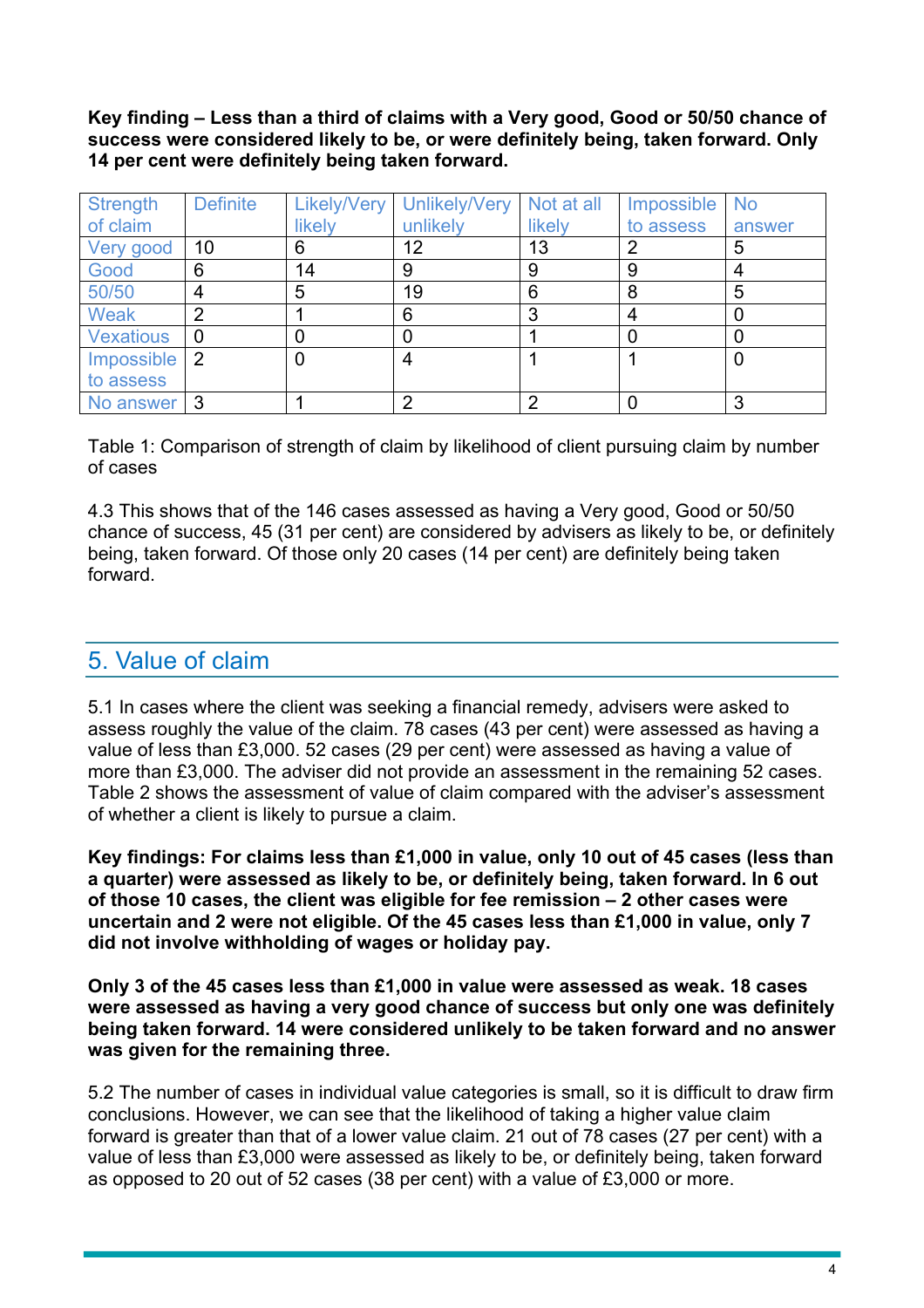**Key finding – Less than a third of claims with a Very good, Good or 50/50 chance of success were considered likely to be, or were definitely being, taken forward. Only 14 per cent were definitely being taken forward.**

| Strength of claim | Definite | Likely/Very likely | Unlikely/Very unlikely | Not at all likely | Impossible to assess | No answer |
|---|---|---|---|---|---|---|
| Very good | 10 | 6 | 12 | 13 | 2 | 5 |
| Good | 6 | 14 | 9 | 9 | 9 | 4 |
| 50/50 | 4 | 5 | 19 | 6 | 8 | 5 |
| Weak | 2 | 1 | 6 | 3 | 4 | 0 |
| Vexatious | 0 | 0 | 0 | 1 | 0 | 0 |
| Impossible to assess | 2 | 0 | 4 | 1 | 1 | 0 |
| No answer | 3 | 1 | 2 | 2 | 0 | 3 |

Table 1: Comparison of strength of claim by likelihood of client pursuing claim by number of cases

4.3 This shows that of the 146 cases assessed as having a Very good, Good or 50/50 chance of success, 45 (31 per cent) are considered by advisers as likely to be, or definitely being, taken forward. Of those only 20 cases (14 per cent) are definitely being taken forward.

## 5. Value of claim

5.1 In cases where the client was seeking a financial remedy, advisers were asked to assess roughly the value of the claim. 78 cases (43 per cent) were assessed as having a value of less than £3,000. 52 cases (29 per cent) were assessed as having a value of more than £3,000. The adviser did not provide an assessment in the remaining 52 cases. Table 2 shows the assessment of value of claim compared with the adviser's assessment of whether a client is likely to pursue a claim.

**Key findings: For claims less than £1,000 in value, only 10 out of 45 cases (less than a quarter) were assessed as likely to be, or definitely being, taken forward. In 6 out of those 10 cases, the client was eligible for fee remission – 2 other cases were uncertain and 2 were not eligible. Of the 45 cases less than £1,000 in value, only 7 did not involve withholding of wages or holiday pay.**

**Only 3 of the 45 cases less than £1,000 in value were assessed as weak. 18 cases were assessed as having a very good chance of success but only one was definitely being taken forward. 14 were considered unlikely to be taken forward and no answer was given for the remaining three.**

5.2 The number of cases in individual value categories is small, so it is difficult to draw firm conclusions. However, we can see that the likelihood of taking a higher value claim forward is greater than that of a lower value claim. 21 out of 78 cases (27 per cent) with a value of less than £3,000 were assessed as likely to be, or definitely being, taken forward as opposed to 20 out of 52 cases (38 per cent) with a value of £3,000 or more.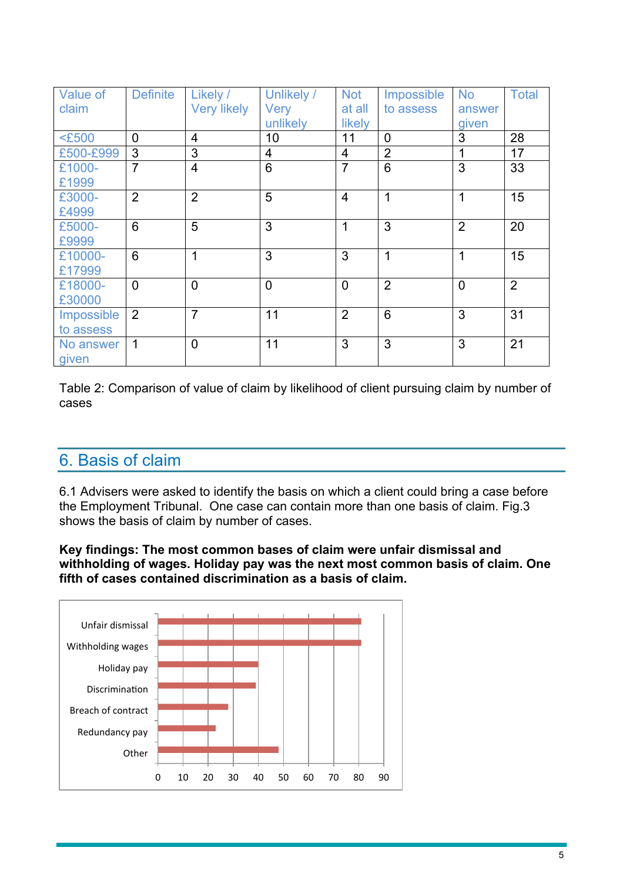| Value of claim | Definite | Likely / Very likely | Unlikely / Very unlikely | Not at all likely | Impossible to assess | No answer given | Total |
|---|---|---|---|---|---|---|---|
| <£500 | 0 | 4 | 10 | 11 | 0 | 3 | 28 |
| £500-£999 | 3 | 3 | 4 | 4 | 2 | 1 | 17 |
| £1000-£1999 | 7 | 4 | 6 | 7 | 6 | 3 | 33 |
| £3000-£4999 | 2 | 2 | 5 | 4 | 1 | 1 | 15 |
| £5000-£9999 | 6 | 5 | 3 | 1 | 3 | 2 | 20 |
| £10000-£17999 | 6 | 1 | 3 | 3 | 1 | 1 | 15 |
| £18000-£30000 | 0 | 0 | 0 | 0 | 2 | 0 | 2 |
| Impossible to assess | 2 | 7 | 11 | 2 | 6 | 3 | 31 |
| No answer given | 1 | 0 | 11 | 3 | 3 | 3 | 21 |

Table 2: Comparison of value of claim by likelihood of client pursuing claim by number of cases

## 6. Basis of claim

6.1 Advisers were asked to identify the basis on which a client could bring a case before the Employment Tribunal. One case can contain more than one basis of claim. Fig.3 shows the basis of claim by number of cases.

**Key findings: The most common bases of claim were unfair dismissal and withholding of wages. Holiday pay was the next most common basis of claim. One fifth of cases contained discrimination as a basis of claim.**

| Basis of claim | Number of cases (approx.) |
|---|---|
| Unfair dismissal | 81 |
| Withholding wages | 81 |
| Holiday pay | 40 |
| Discrimination | 39 |
| Breach of contract | 28 |
| Redundancy pay | 23 |
| Other | 48 |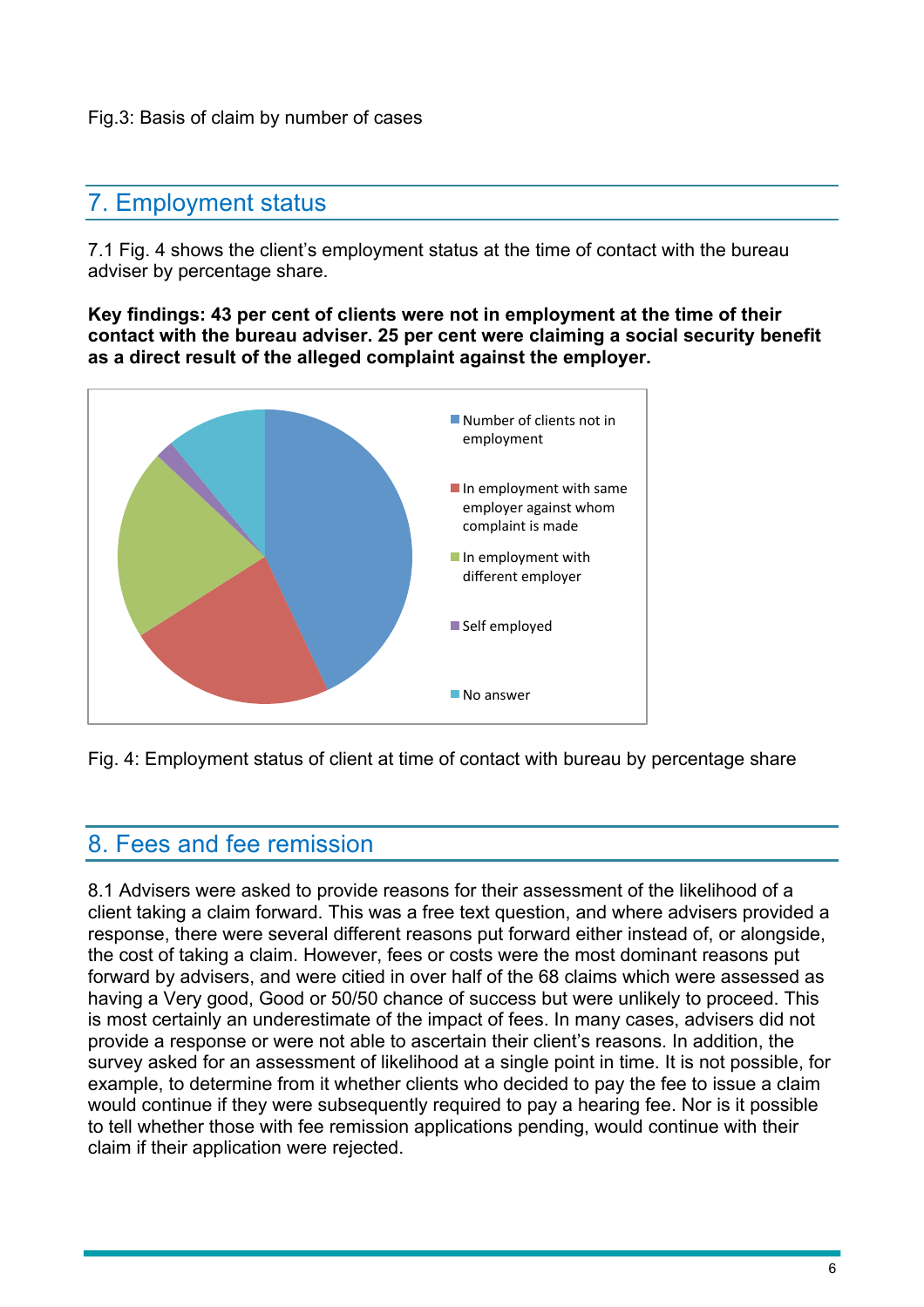Fig.3: Basis of claim by number of cases

## 7. Employment status

7.1 Fig. 4 shows the client's employment status at the time of contact with the bureau adviser by percentage share.

**Key findings: 43 per cent of clients were not in employment at the time of their contact with the bureau adviser. 25 per cent were claiming a social security benefit as a direct result of the alleged complaint against the employer.**

Number of clients not in employment

In employment with same employer against whom complaint is made

In employment with different employer

Self employed

No answer

Fig. 4: Employment status of client at time of contact with bureau by percentage share

## 8. Fees and fee remission

8.1 Advisers were asked to provide reasons for their assessment of the likelihood of a client taking a claim forward. This was a free text question, and where advisers provided a response, there were several different reasons put forward either instead of, or alongside, the cost of taking a claim. However, fees or costs were the most dominant reasons put forward by advisers, and were citied in over half of the 68 claims which were assessed as having a Very good, Good or 50/50 chance of success but were unlikely to proceed. This is most certainly an underestimate of the impact of fees. In many cases, advisers did not provide a response or were not able to ascertain their client's reasons. In addition, the survey asked for an assessment of likelihood at a single point in time. It is not possible, for example, to determine from it whether clients who decided to pay the fee to issue a claim would continue if they were subsequently required to pay a hearing fee. Nor is it possible to tell whether those with fee remission applications pending, would continue with their claim if their application were rejected.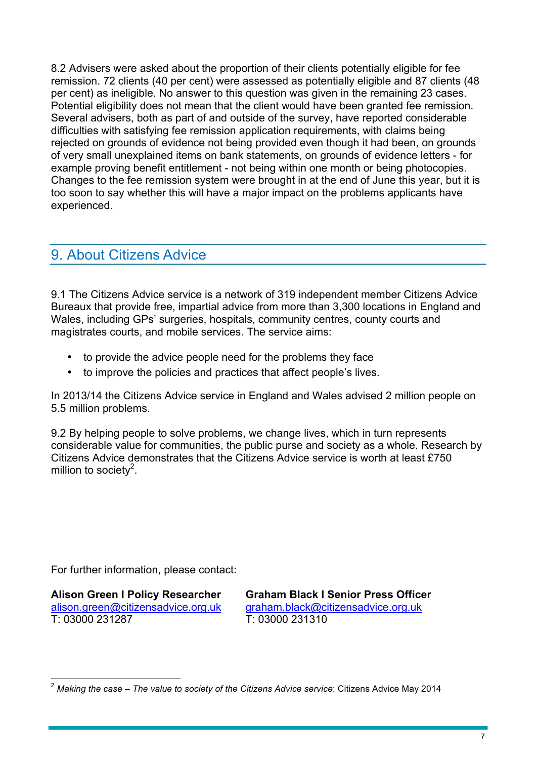8.2 Advisers were asked about the proportion of their clients potentially eligible for fee remission. 72 clients (40 per cent) were assessed as potentially eligible and 87 clients (48 per cent) as ineligible. No answer to this question was given in the remaining 23 cases. Potential eligibility does not mean that the client would have been granted fee remission. Several advisers, both as part of and outside of the survey, have reported considerable difficulties with satisfying fee remission application requirements, with claims being rejected on grounds of evidence not being provided even though it had been, on grounds of very small unexplained items on bank statements, on grounds of evidence letters - for example proving benefit entitlement - not being within one month or being photocopies. Changes to the fee remission system were brought in at the end of June this year, but it is too soon to say whether this will have a major impact on the problems applicants have experienced.

## 9. About Citizens Advice

9.1 The Citizens Advice service is a network of 319 independent member Citizens Advice Bureaux that provide free, impartial advice from more than 3,300 locations in England and Wales, including GPs' surgeries, hospitals, community centres, county courts and magistrates courts, and mobile services. The service aims:

- to provide the advice people need for the problems they face
- to improve the policies and practices that affect people's lives.

In 2013/14 the Citizens Advice service in England and Wales advised 2 million people on 5.5 million problems.

9.2 By helping people to solve problems, we change lives, which in turn represents considerable value for communities, the public purse and society as a whole. Research by Citizens Advice demonstrates that the Citizens Advice service is worth at least £750 million to society[2].

For further information, please contact:

**Alison Green I Policy Researcher**
alison.green@citizensadvice.org.uk
T: 03000 231287

**Graham Black I Senior Press Officer**
graham.black@citizensadvice.org.uk
T: 03000 231310

---

[2] *Making the case – The value to society of the Citizens Advice service*: Citizens Advice May 2014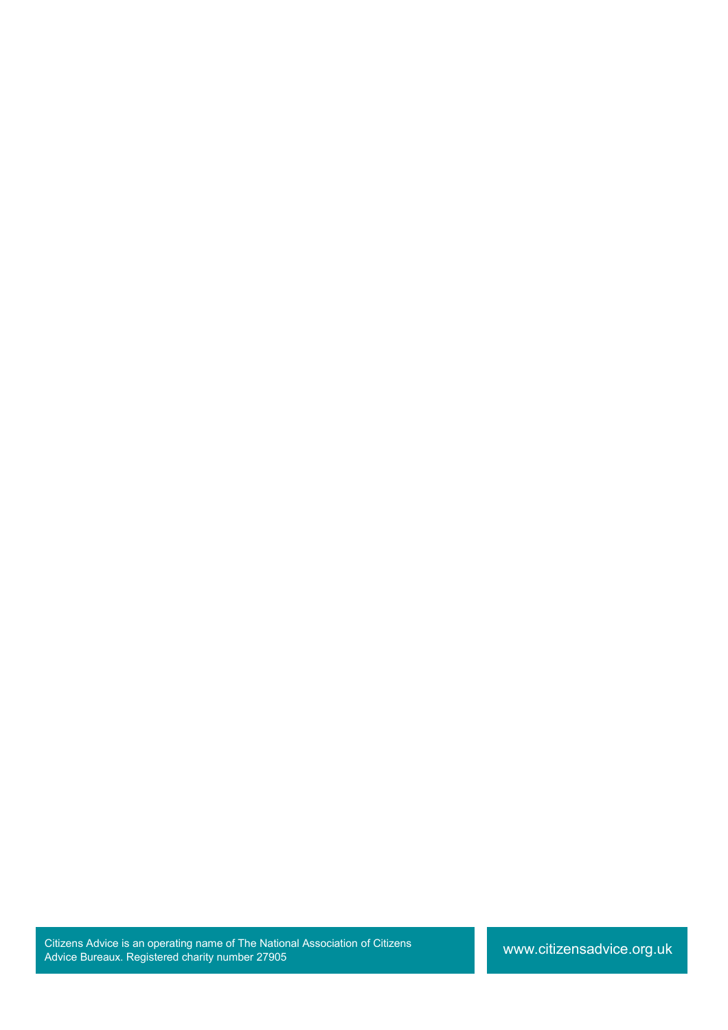Citizens Advice is an operating name of The National Association of Citizens Advice Bureaux. Registered charity number 27905

www.citizensadvice.org.uk